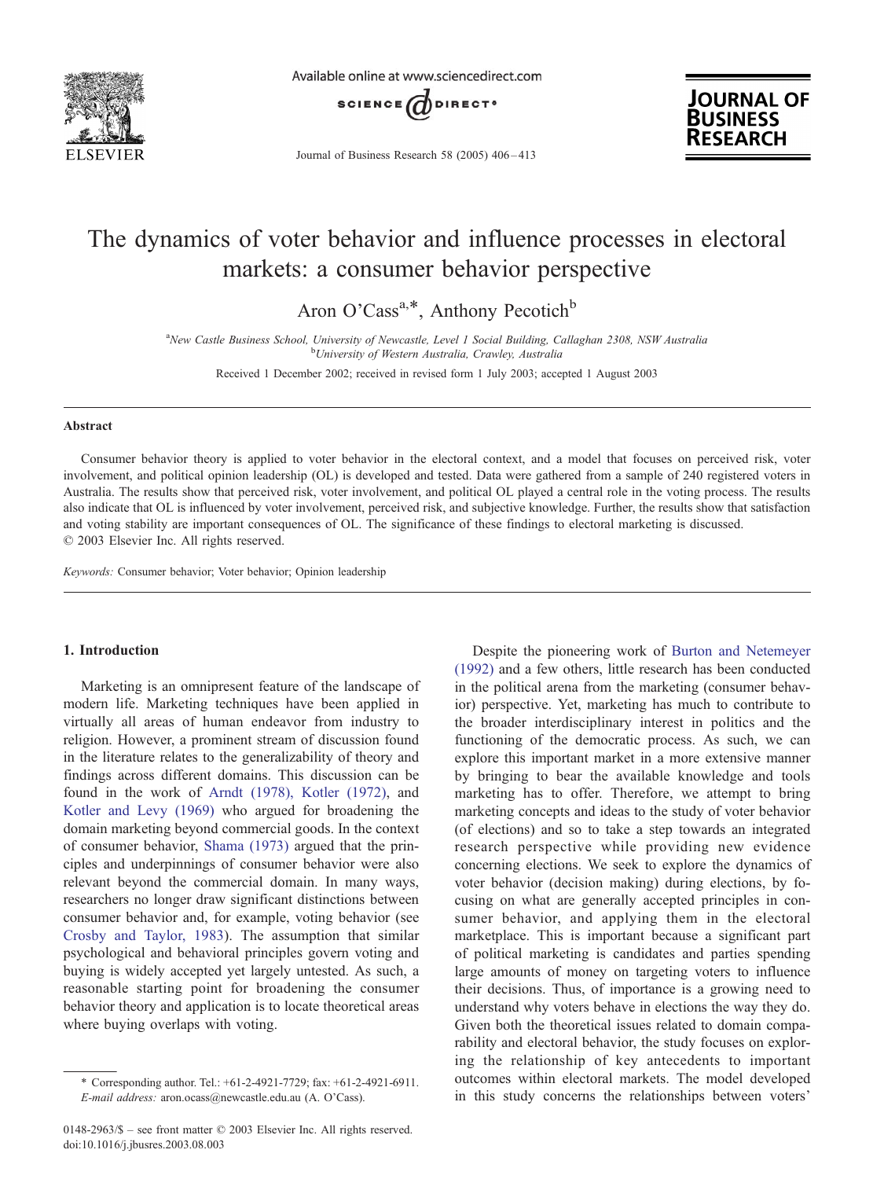# The dynamics of voter behavior and influence processes in electoral markets: a consumer behavior perspective

Aron O'Cass[a,*], Anthony Pecotich[b]

[a]New Castle Business School, University of Newcastle, Level 1 Social Building, Callaghan 2308, NSW Australia
[b]University of Western Australia, Crawley, Australia

Received 1 December 2002; received in revised form 1 July 2003; accepted 1 August 2003

## Abstract

Consumer behavior theory is applied to voter behavior in the electoral context, and a model that focuses on perceived risk, voter involvement, and political opinion leadership (OL) is developed and tested. Data were gathered from a sample of 240 registered voters in Australia. The results show that perceived risk, voter involvement, and political OL played a central role in the voting process. The results also indicate that OL is influenced by voter involvement, perceived risk, and subjective knowledge. Further, the results show that satisfaction and voting stability are important consequences of OL. The significance of these findings to electoral marketing is discussed.
© 2003 Elsevier Inc. All rights reserved.

*Keywords:* Consumer behavior; Voter behavior; Opinion leadership

## 1. Introduction

Marketing is an omnipresent feature of the landscape of modern life. Marketing techniques have been applied in virtually all areas of human endeavor from industry to religion. However, a prominent stream of discussion found in the literature relates to the generalizability of theory and findings across different domains. This discussion can be found in the work of Arndt (1978), Kotler (1972), and Kotler and Levy (1969) who argued for broadening the domain marketing beyond commercial goods. In the context of consumer behavior, Shama (1973) argued that the principles and underpinnings of consumer behavior were also relevant beyond the commercial domain. In many ways, researchers no longer draw significant distinctions between consumer behavior and, for example, voting behavior (see Crosby and Taylor, 1983). The assumption that similar psychological and behavioral principles govern voting and buying is widely accepted yet largely untested. As such, a reasonable starting point for broadening the consumer behavior theory and application is to locate theoretical areas where buying overlaps with voting.

Despite the pioneering work of Burton and Netemeyer (1992) and a few others, little research has been conducted in the political arena from the marketing (consumer behavior) perspective. Yet, marketing has much to contribute to the broader interdisciplinary interest in politics and the functioning of the democratic process. As such, we can explore this important market in a more extensive manner by bringing to bear the available knowledge and tools marketing has to offer. Therefore, we attempt to bring marketing concepts and ideas to the study of voter behavior (of elections) and so to take a step towards an integrated research perspective while providing new evidence concerning elections. We seek to explore the dynamics of voter behavior (decision making) during elections, by focusing on what are generally accepted principles in consumer behavior, and applying them in the electoral marketplace. This is important because a significant part of political marketing is candidates and parties spending large amounts of money on targeting voters to influence their decisions. Thus, of importance is a growing need to understand why voters behave in elections the way they do. Given both the theoretical issues related to domain comparability and electoral behavior, the study focuses on exploring the relationship of key antecedents to important outcomes within electoral markets. The model developed in this study concerns the relationships between voters'

\* Corresponding author. Tel.: +61-2-4921-7729; fax: +61-2-4921-6911.
*E-mail address:* aron.ocass@newcastle.edu.au (A. O'Cass).

0148-2963/$ – see front matter © 2003 Elsevier Inc. All rights reserved.
doi:10.1016/j.jbusres.2003.08.003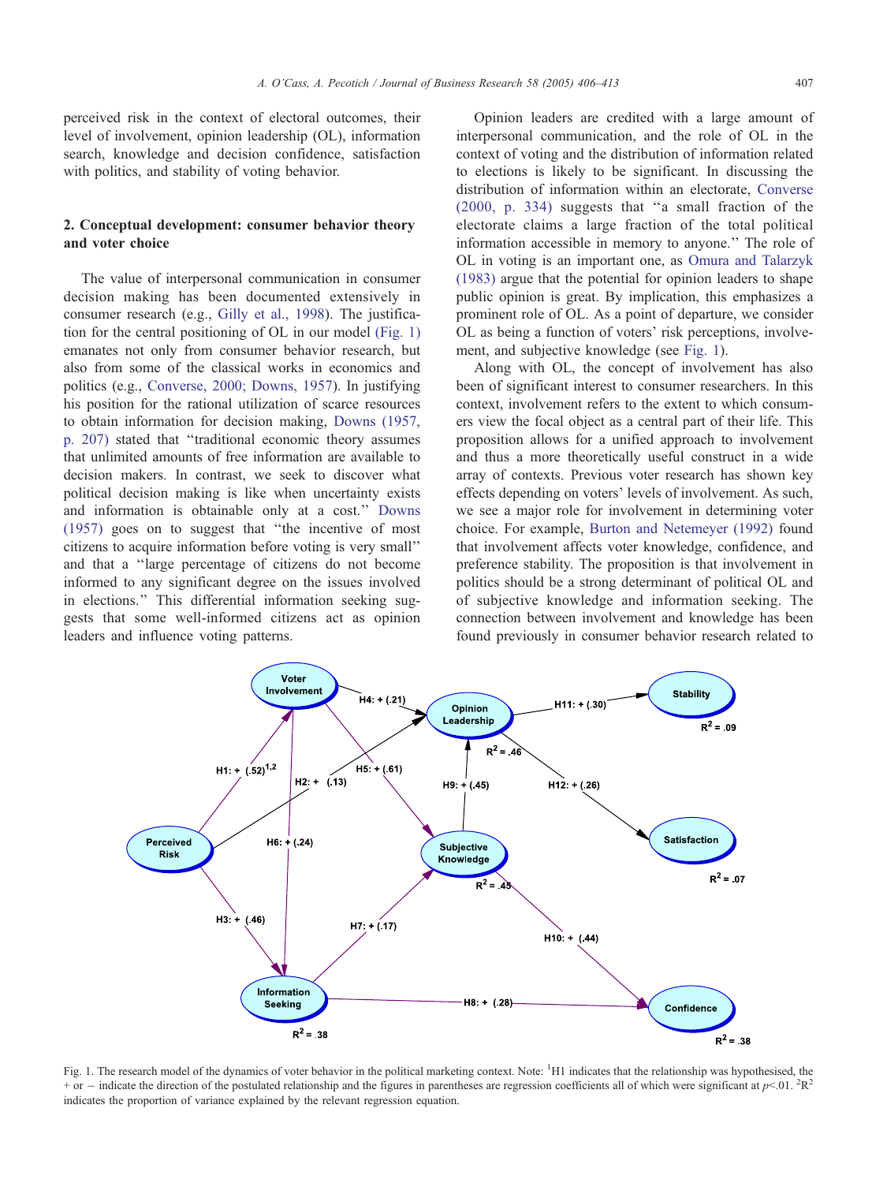perceived risk in the context of electoral outcomes, their level of involvement, opinion leadership (OL), information search, knowledge and decision confidence, satisfaction with politics, and stability of voting behavior.

## 2. Conceptual development: consumer behavior theory and voter choice

The value of interpersonal communication in consumer decision making has been documented extensively in consumer research (e.g., Gilly et al., 1998). The justification for the central positioning of OL in our model (Fig. 1) emanates not only from consumer behavior research, but also from some of the classical works in economics and politics (e.g., Converse, 2000; Downs, 1957). In justifying his position for the rational utilization of scarce resources to obtain information for decision making, Downs (1957, p. 207) stated that "traditional economic theory assumes that unlimited amounts of free information are available to decision makers. In contrast, we seek to discover what political decision making is like when uncertainty exists and information is obtainable only at a cost." Downs (1957) goes on to suggest that "the incentive of most citizens to acquire information before voting is very small" and that a "large percentage of citizens do not become informed to any significant degree on the issues involved in elections." This differential information seeking suggests that some well-informed citizens act as opinion leaders and influence voting patterns.

Opinion leaders are credited with a large amount of interpersonal communication, and the role of OL in the context of voting and the distribution of information related to elections is likely to be significant. In discussing the distribution of information within an electorate, Converse (2000, p. 334) suggests that "a small fraction of the electorate claims a large fraction of the total political information accessible in memory to anyone." The role of OL in voting is an important one, as Omura and Talarzyk (1983) argue that the potential for opinion leaders to shape public opinion is great. By implication, this emphasizes a prominent role of OL. As a point of departure, we consider OL as being a function of voters' risk perceptions, involvement, and subjective knowledge (see Fig. 1).

Along with OL, the concept of involvement has also been of significant interest to consumer researchers. In this context, involvement refers to the extent to which consumers view the focal object as a central part of their life. This proposition allows for a unified approach to involvement and thus a more theoretically useful construct in a wide array of contexts. Previous voter research has shown key effects depending on voters' levels of involvement. As such, we see a major role for involvement in determining voter choice. For example, Burton and Netemeyer (1992) found that involvement affects voter knowledge, confidence, and preference stability. The proposition is that involvement in politics should be a strong determinant of political OL and of subjective knowledge and information seeking. The connection between involvement and knowledge has been found previously in consumer behavior research related to

Fig. 1. The research model of the dynamics of voter behavior in the political marketing context. Note: [1]H1 indicates that the relationship was hypothesised, the + or − indicate the direction of the postulated relationship and the figures in parentheses are regression coefficients all of which were significant at $p<.01$. [2]$R^2$ indicates the proportion of variance explained by the relevant regression equation.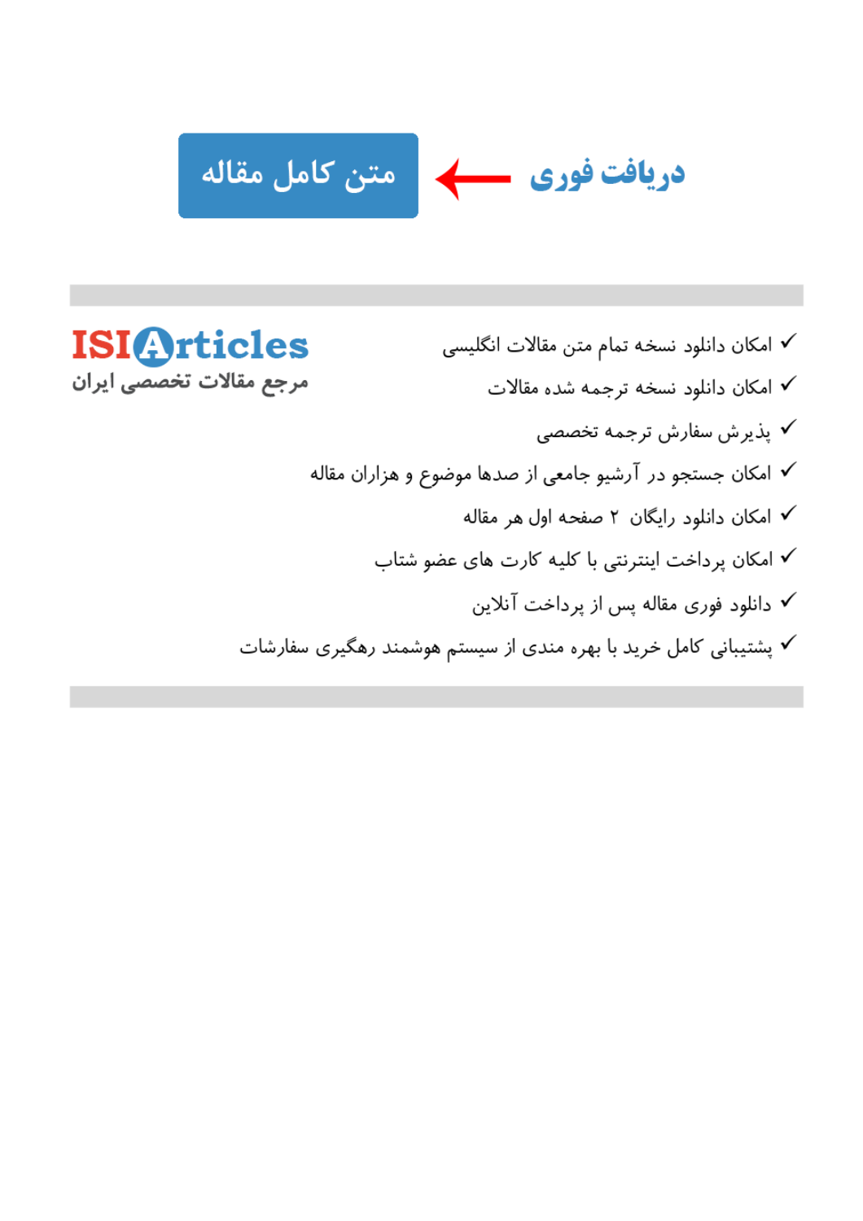دریافت فوری ← متن کامل مقاله

**ISIArticles**
مرجع مقالات تخصصی ایران

- ✓ امکان دانلود نسخه تمام متن مقالات انگلیسی
- ✓ امکان دانلود نسخه ترجمه شده مقالات
- ✓ پذیرش سفارش ترجمه تخصصی
- ✓ امکان جستجو در آرشیو جامعی از صدها موضوع و هزاران مقاله
- ✓ امکان دانلود رایگان ۲ صفحه اول هر مقاله
- ✓ امکان پرداخت اینترنتی با کلیه کارت های عضو شتاب
- ✓ دانلود فوری مقاله پس از پرداخت آنلاین
- ✓ پشتیبانی کامل خرید با بهره مندی از سیستم هوشمند رهگیری سفارشات